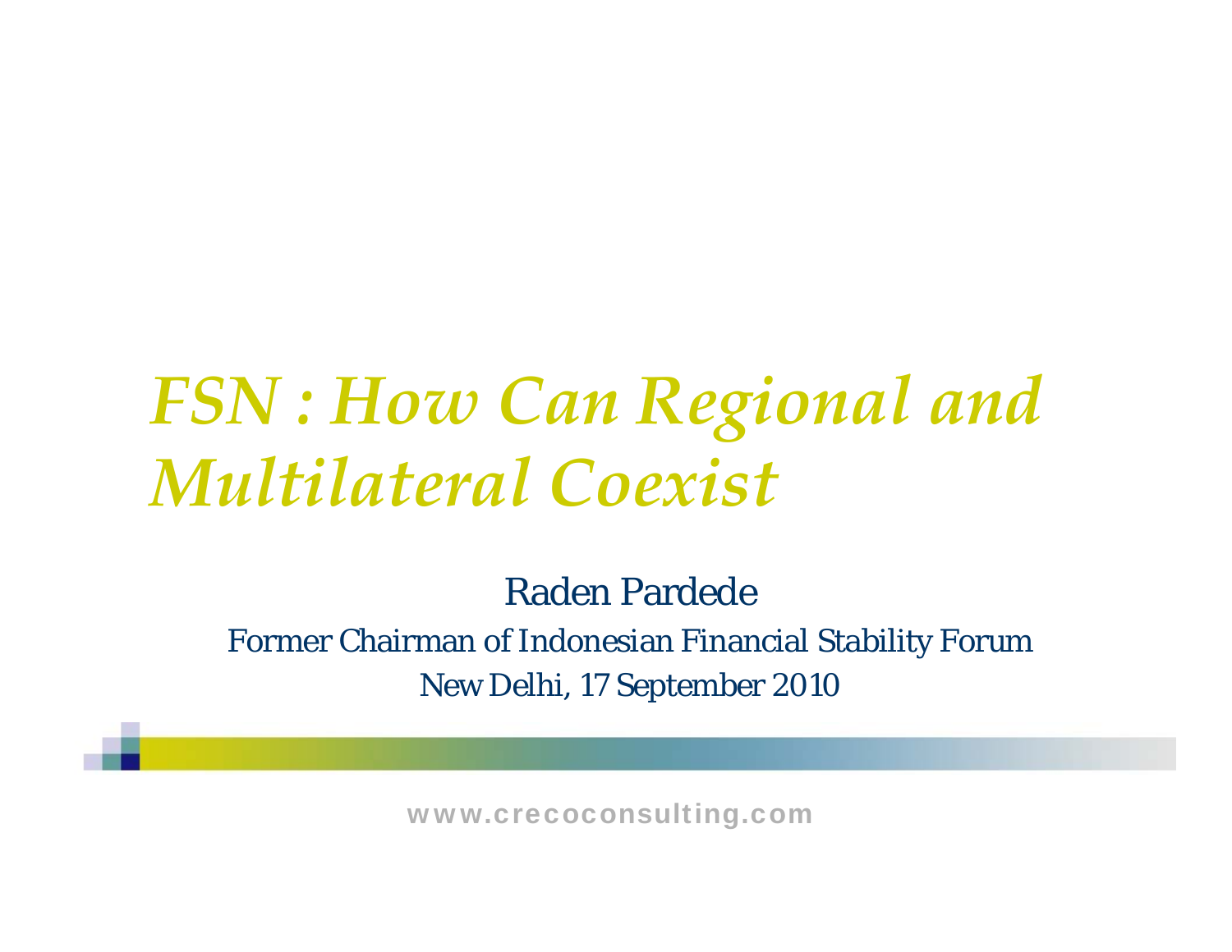# *FSN : How Can Regional and Multilateral Coexist*

Raden Pardede

Former Chairman of Indonesian Financial Stability Forum

New Delhi, 17 September 2010

www.crecoconsulting.com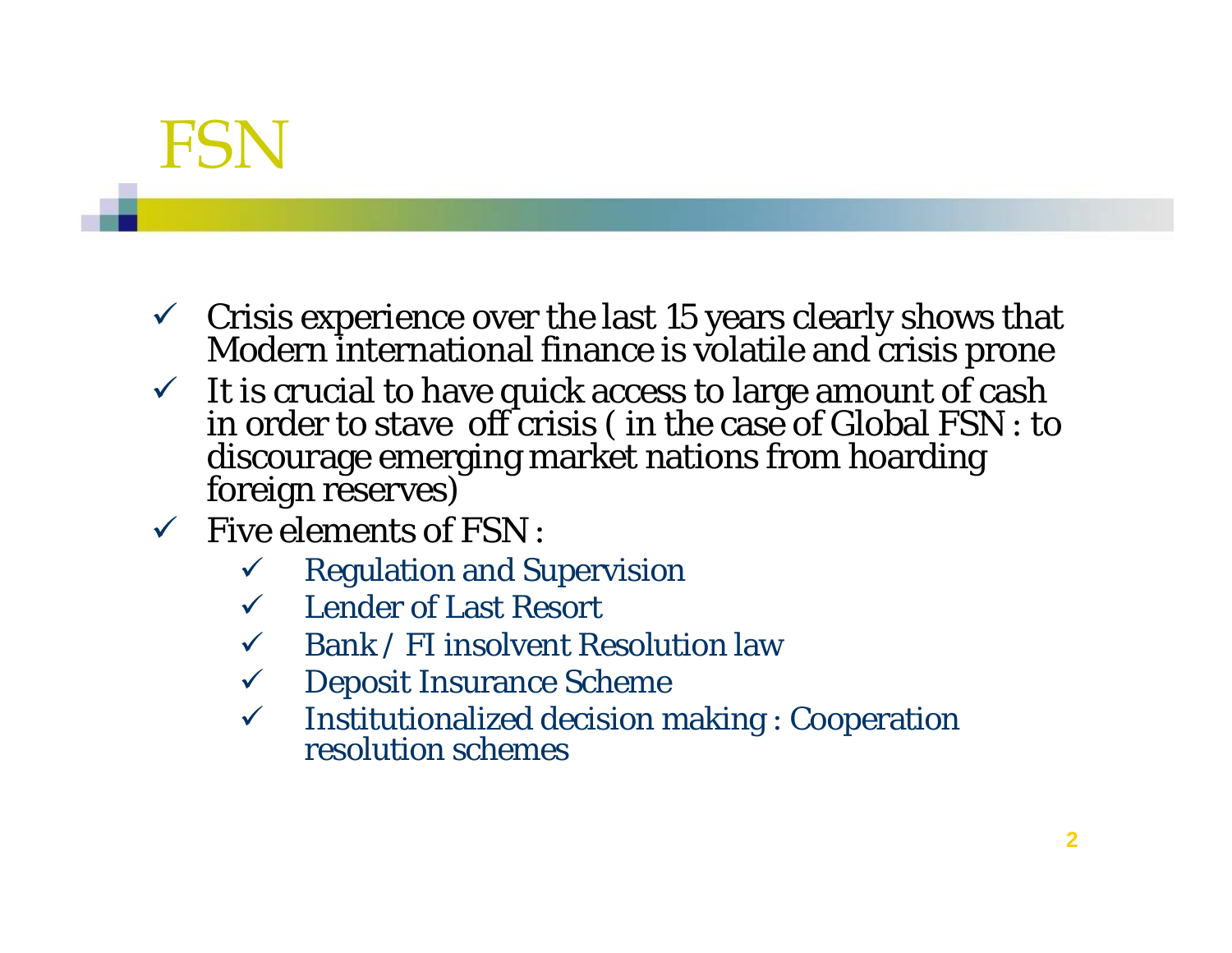# FSN

- Crisis experience over the last 15 years clearly shows that Modern international finance is volatile and crisis prone
- It is crucial to have quick access to large amount of cash in order to stave off crisis ( in the case of Global FSN : to discourage emerging market nations from hoarding foreign reserves)
- Five elements of FSN :
  - Regulation and Supervision
  - Lender of Last Resort
  - Bank / FI insolvent Resolution law
  - Deposit Insurance Scheme
  - Institutionalized decision making : Cooperation resolution schemes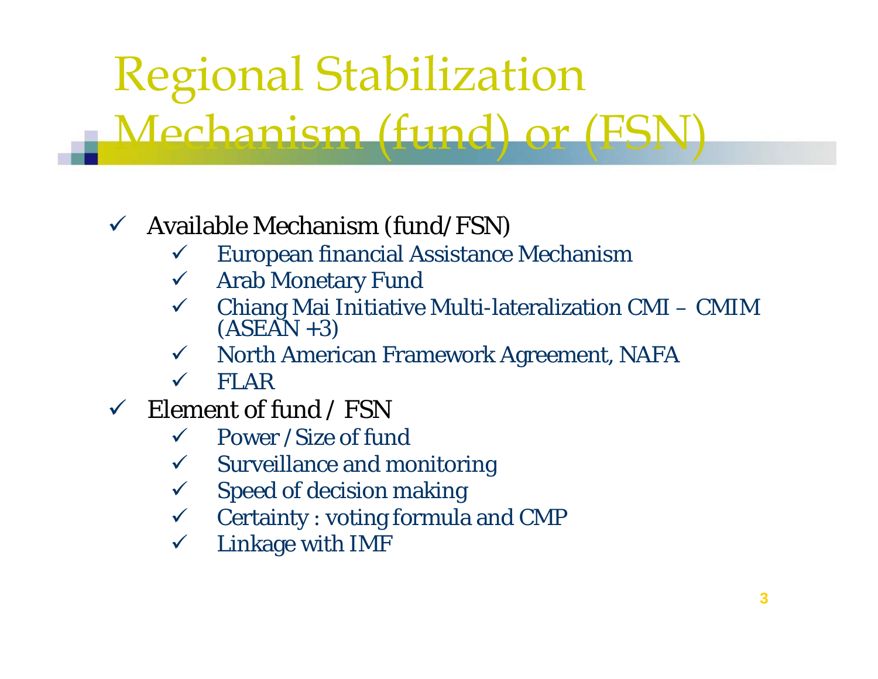# Regional Stabilization Mechanism (fund) or (FSN)

- Available Mechanism (fund/FSN)
  - European financial Assistance Mechanism
  - Arab Monetary Fund
  - Chiang Mai Initiative Multi-lateralization CMI – CMIM (ASEAN +3)
  - North American Framework Agreement, NAFA
  - FLAR
- Element of fund / FSN
  - Power /Size of fund
  - Surveillance and monitoring
  - Speed of decision making
  - Certainty : voting formula and CMP
  - Linkage with IMF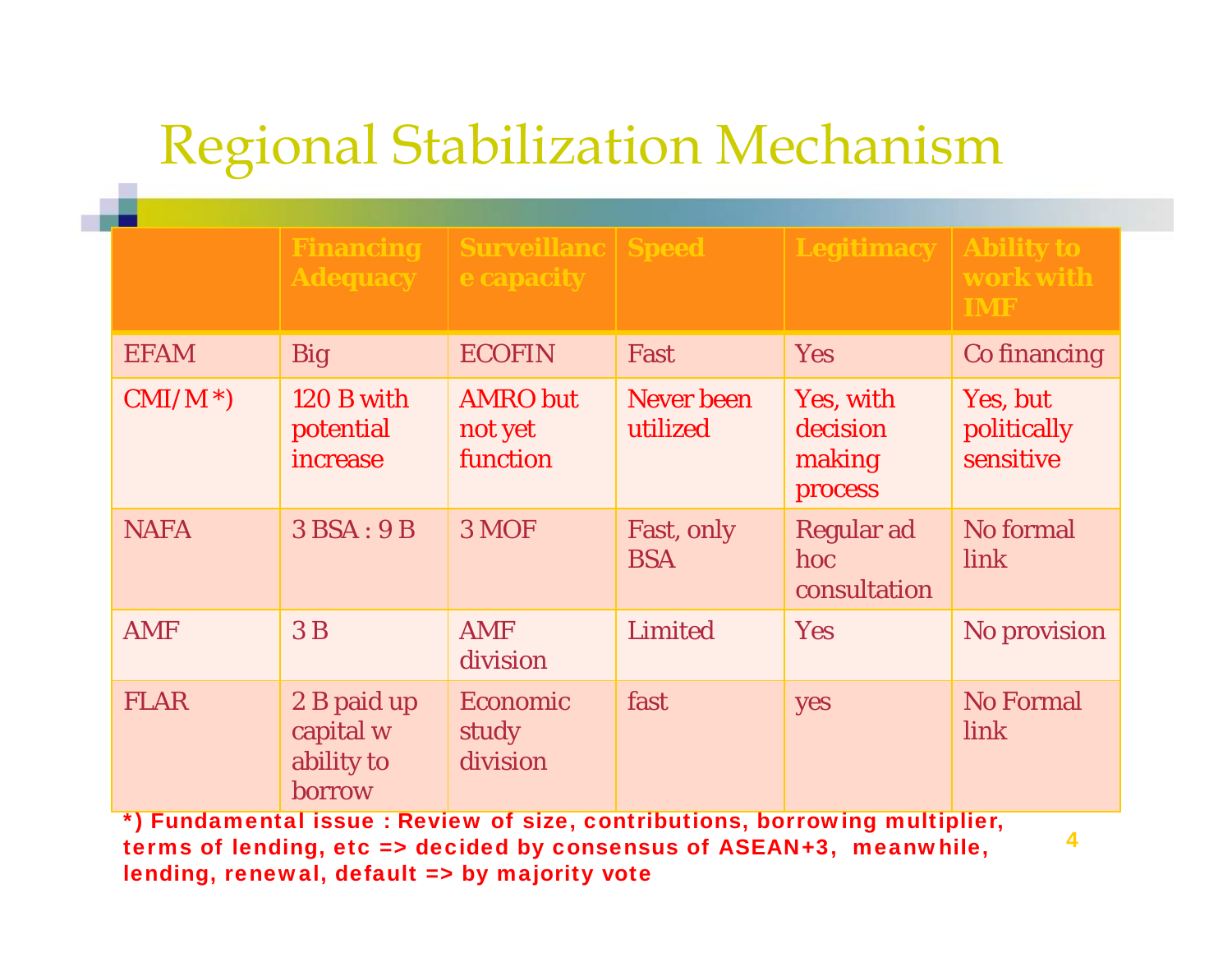# Regional Stabilization Mechanism

| | Financing Adequacy | Surveillance capacity | Speed | Legitimacy | Ability to work with IMF |
|---|---|---|---|---|---|
| EFAM | Big | ECOFIN | Fast | Yes | Co financing |
| CMI/M *) | 120 B with potential increase | AMRO but not yet function | Never been utilized | Yes, with decision making process | Yes, but politically sensitive |
| NAFA | 3 BSA : 9 B | 3 MOF | Fast, only BSA | Regular ad hoc consultation | No formal link |
| AMF | 3 B | AMF division | Limited | Yes | No provision |
| FLAR | 2 B paid up capital w ability to borrow | Economic study division | fast | yes | No Formal link |

**\*) Fundamental issue : Review of size, contributions, borrowing multiplier, terms of lending, etc => decided by consensus of ASEAN+3, meanwhile, lending, renewal, default => by majority vote**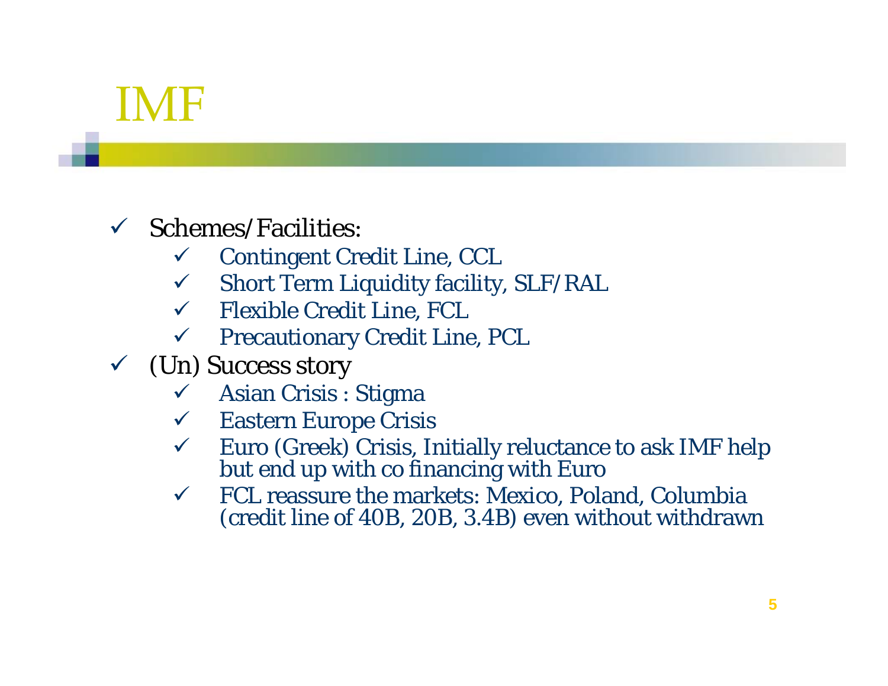# IMF

- Schemes/Facilities:
  - Contingent Credit Line, CCL
  - Short Term Liquidity facility, SLF/RAL
  - Flexible Credit Line, FCL
  - Precautionary Credit Line, PCL
- (Un) Success story
  - Asian Crisis : Stigma
  - Eastern Europe Crisis
  - Euro (Greek) Crisis, Initially reluctance to ask IMF help but end up with co financing with Euro
  - FCL reassure the markets: Mexico, Poland, Columbia (credit line of 40B, 20B, 3.4B) even without withdrawn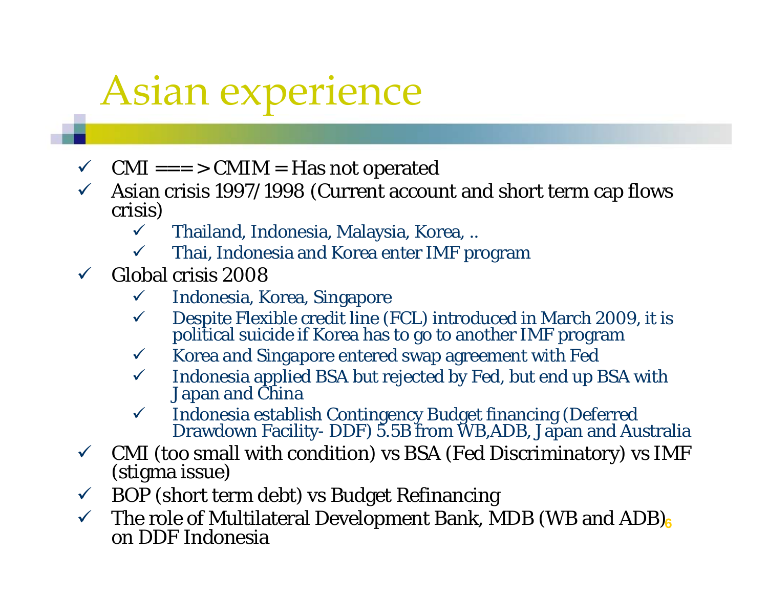# Asian experience

- CMI ===> CMIM = Has not operated
- Asian crisis 1997/1998 (Current account and short term cap flows crisis)
  - Thailand, Indonesia, Malaysia, Korea, ..
  - Thai, Indonesia and Korea enter IMF program
- Global crisis 2008
  - Indonesia, Korea, Singapore
  - Despite Flexible credit line (FCL) introduced in March 2009, it is political suicide if Korea has to go to another IMF program
  - Korea and Singapore entered swap agreement with Fed
  - Indonesia applied BSA but rejected by Fed, but end up BSA with Japan and China
  - Indonesia establish Contingency Budget financing (Deferred Drawdown Facility- DDF) 5.5B from WB,ADB, Japan and Australia
- CMI (too small with condition) vs BSA (Fed Discriminatory) vs IMF (stigma issue)
- BOP (short term debt) vs Budget Refinancing
- The role of Multilateral Development Bank, MDB (WB and ADB) on DDF Indonesia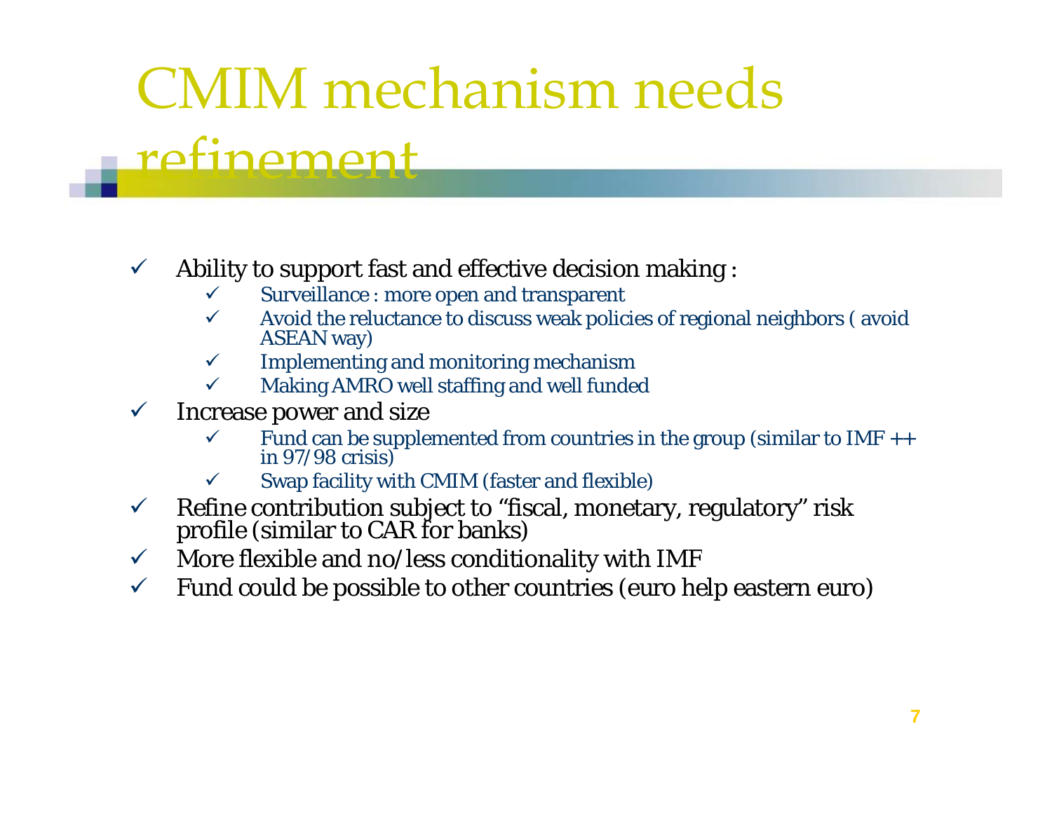# CMIM mechanism needs refinement

- Ability to support fast and effective decision making :
  - Surveillance : more open and transparent
  - Avoid the reluctance to discuss weak policies of regional neighbors ( avoid ASEAN way)
  - Implementing and monitoring mechanism
  - Making AMRO well staffing and well funded
- Increase power and size
  - Fund can be supplemented from countries in the group (similar to IMF ++ in 97/98 crisis)
  - Swap facility with CMIM (faster and flexible)
- Refine contribution subject to “fiscal, monetary, regulatory” risk profile (similar to CAR for banks)
- More flexible and no/less conditionality with IMF
- Fund could be possible to other countries (euro help eastern euro)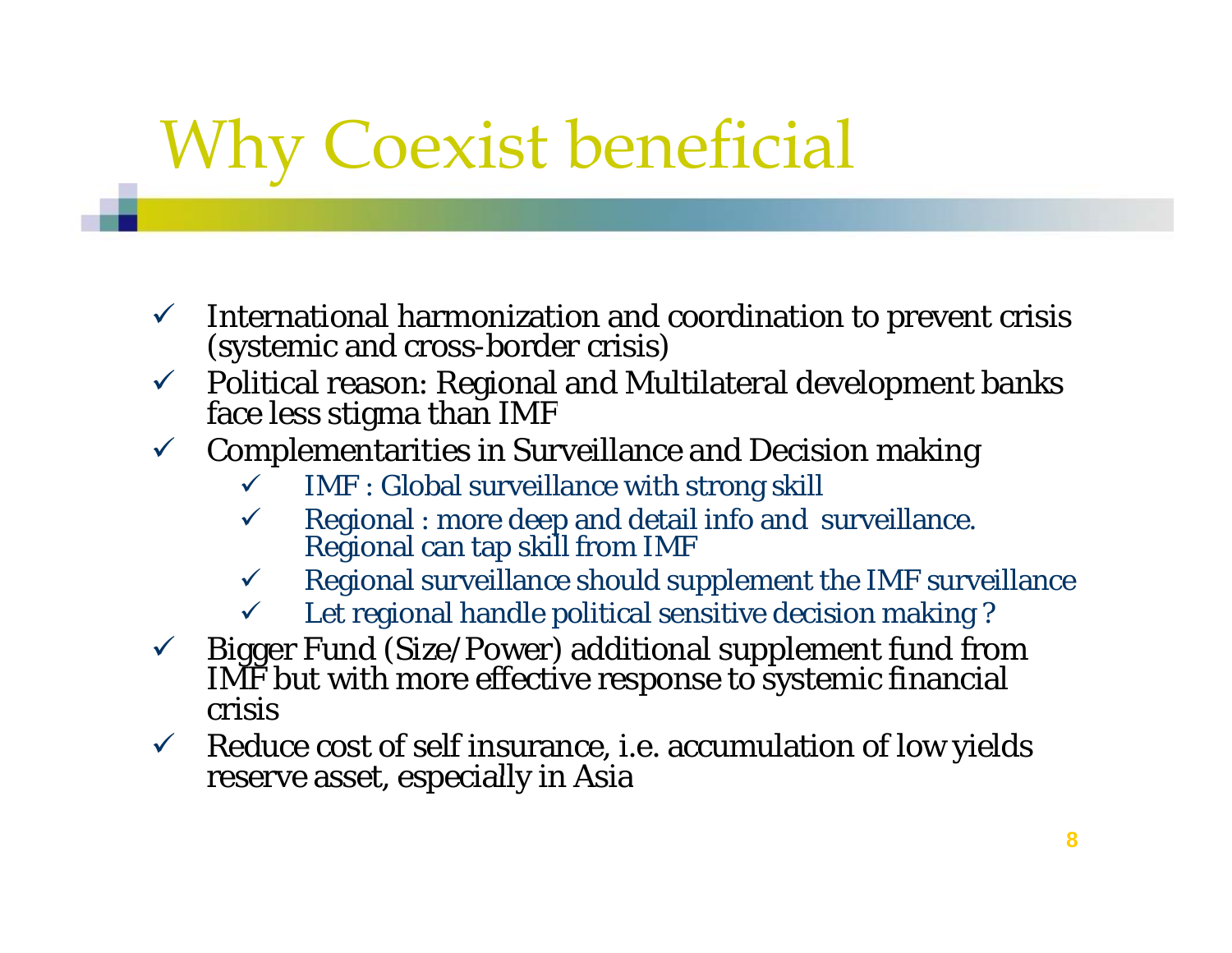# Why Coexist beneficial

- International harmonization and coordination to prevent crisis (systemic and cross-border crisis)
- Political reason: Regional and Multilateral development banks face less stigma than IMF
- Complementarities in Surveillance and Decision making
  - IMF : Global surveillance with strong skill
  - Regional : more deep and detail info and surveillance. Regional can tap skill from IMF
  - Regional surveillance should supplement the IMF surveillance
  - Let regional handle political sensitive decision making ?
- Bigger Fund (Size/Power) additional supplement fund from IMF but with more effective response to systemic financial crisis
- Reduce cost of self insurance, i.e. accumulation of low yields reserve asset, especially in Asia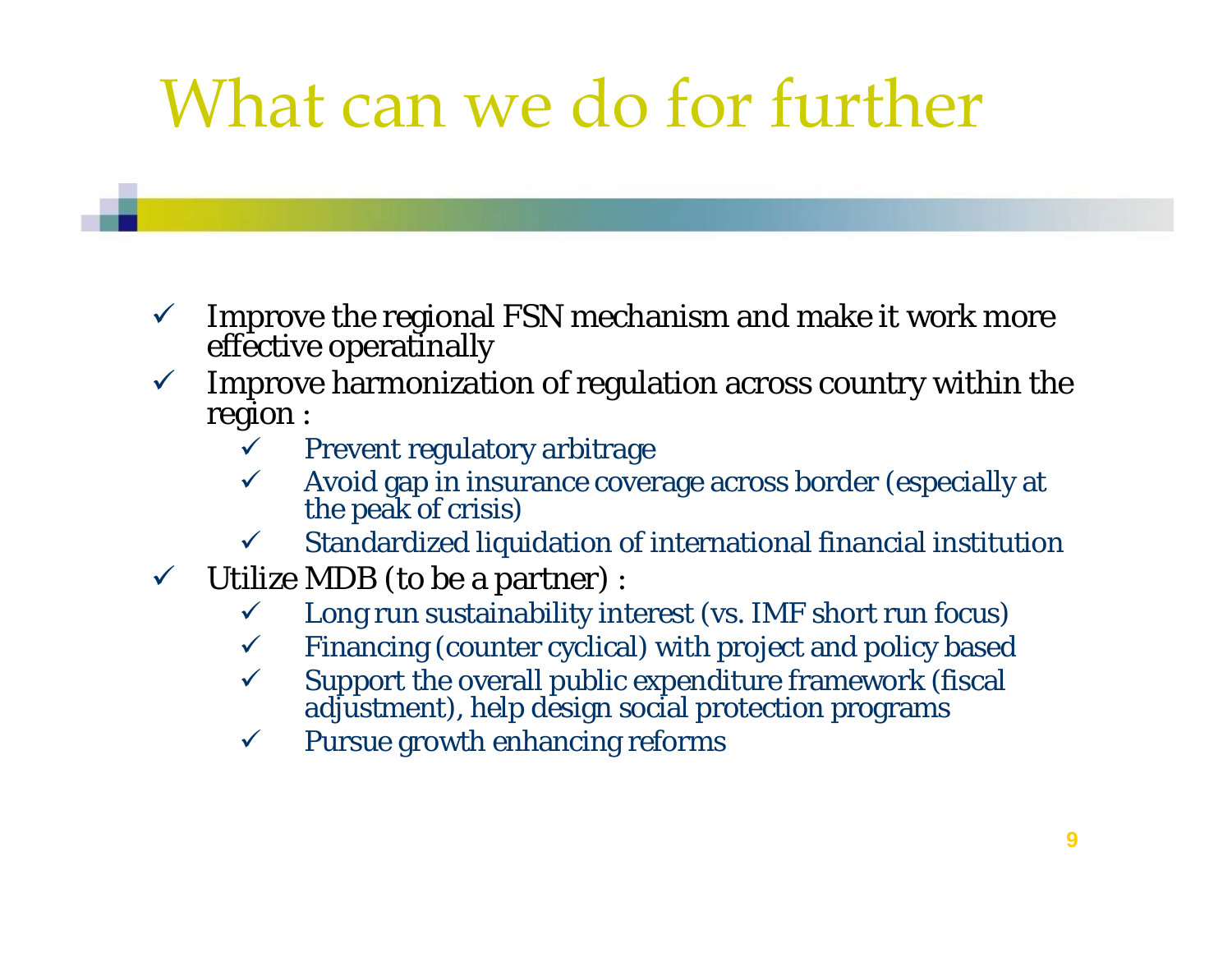# What can we do for further

- Improve the regional FSN mechanism and make it work more effective operatinally
- Improve harmonization of regulation across country within the region :
  - Prevent regulatory arbitrage
  - Avoid gap in insurance coverage across border (especially at the peak of crisis)
  - Standardized liquidation of international financial institution
- Utilize MDB (to be a partner) :
  - Long run sustainability interest (vs. IMF short run focus)
  - Financing (counter cyclical) with project and policy based
  - Support the overall public expenditure framework (fiscal adjustment), help design social protection programs
  - Pursue growth enhancing reforms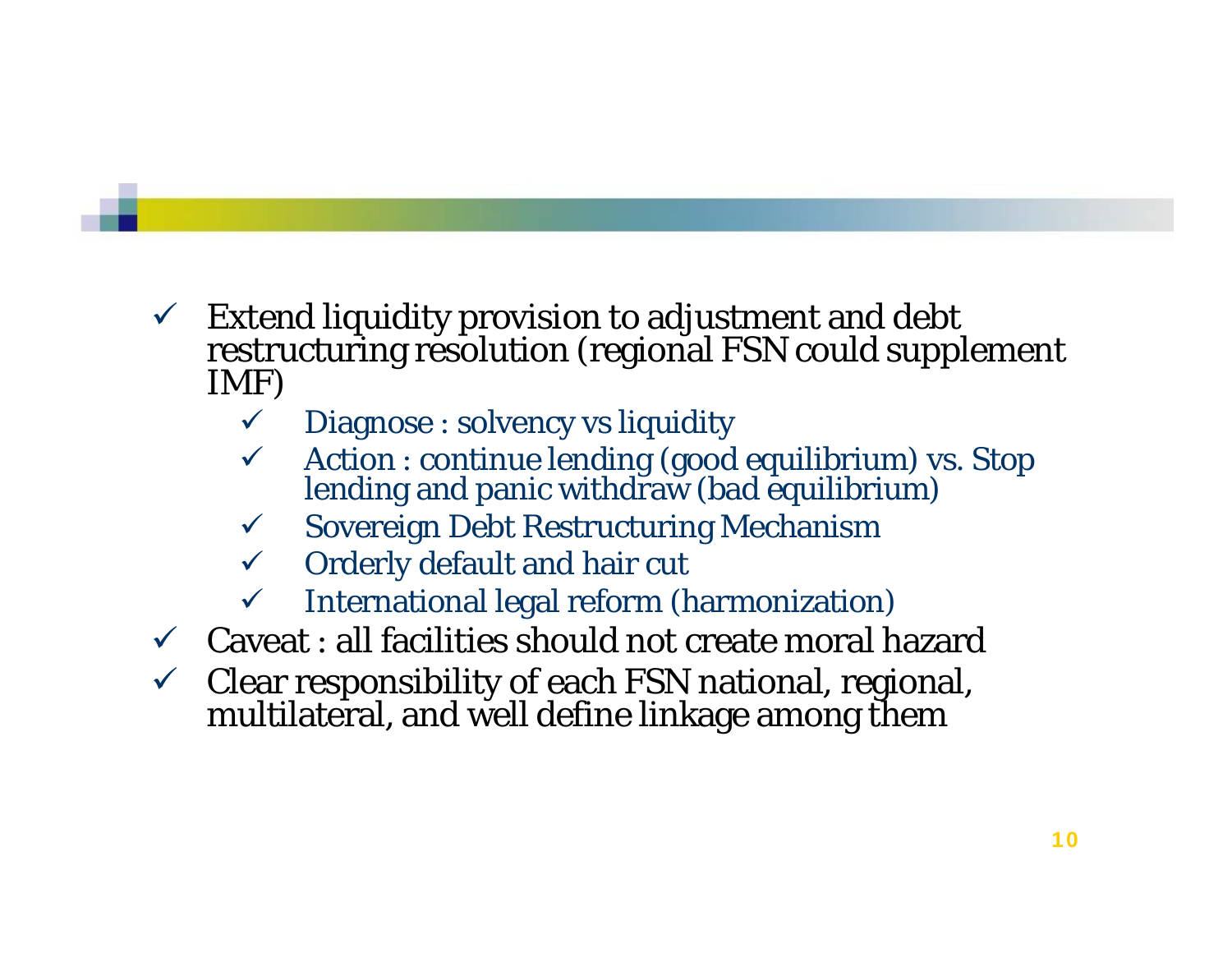- Extend liquidity provision to adjustment and debt restructuring resolution (regional FSN could supplement IMF)
  - Diagnose : solvency vs liquidity
  - Action : continue lending (good equilibrium) vs. Stop lending and panic withdraw (bad equilibrium)
  - Sovereign Debt Restructuring Mechanism
  - Orderly default and hair cut
  - International legal reform (harmonization)
- Caveat : all facilities should not create moral hazard
- Clear responsibility of each FSN national, regional, multilateral, and well define linkage among them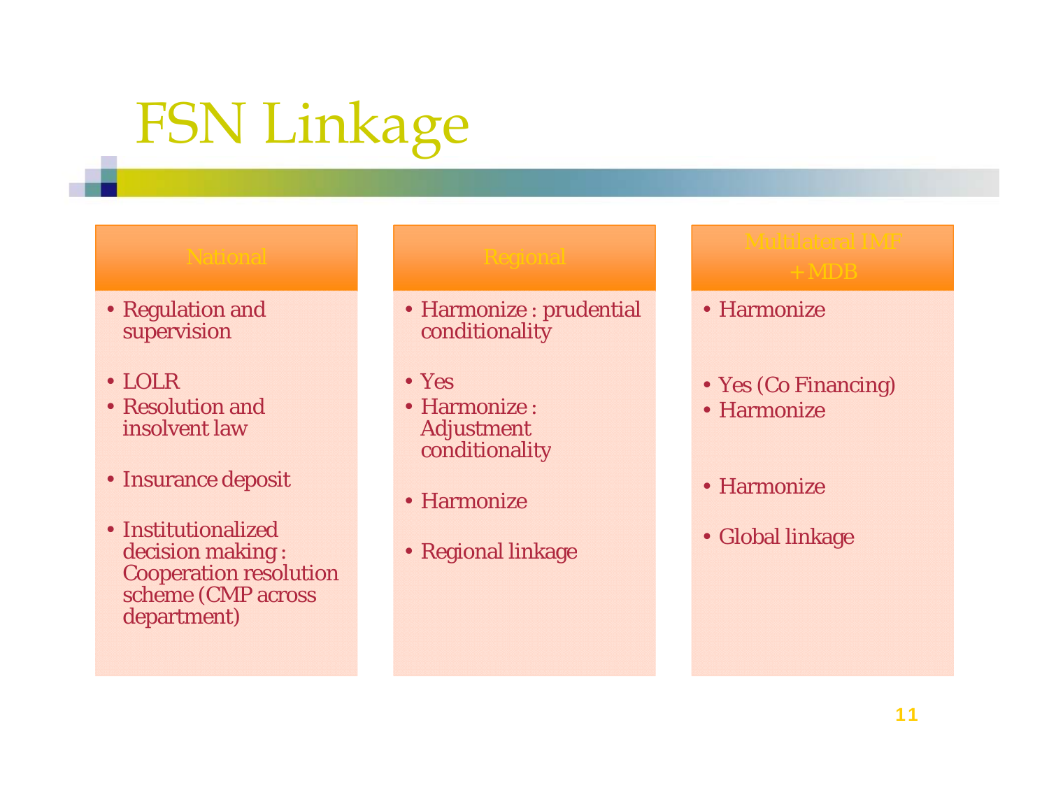# FSN Linkage

| National | Regional | Multilateral IMF + MDB |
|---|---|---|
| • Regulation and supervision | • Harmonize : prudential conditionality | • Harmonize |
| • LOLR | • Yes | • Yes (Co Financing) |
| • Resolution and insolvent law | • Harmonize : Adjustment conditionality | • Harmonize |
| • Insurance deposit | • Harmonize | • Harmonize |
| • Institutionalized decision making : Cooperation resolution scheme (CMP across department) | • Regional linkage | • Global linkage |